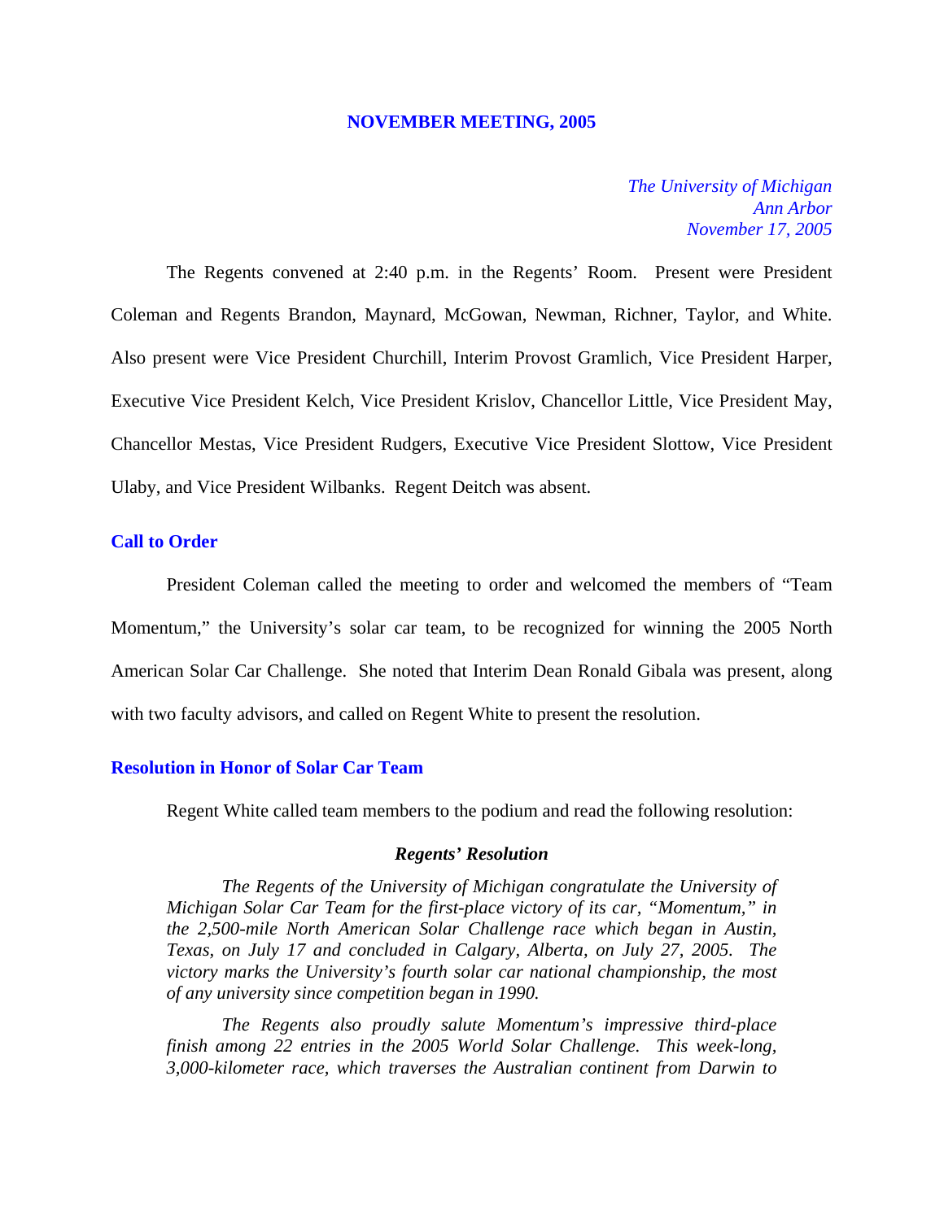# NOVEMBER MEETING, 2005

*The University of Michigan*
*Ann Arbor*
*November 17, 2005*

The Regents convened at 2:40 p.m. in the Regents' Room. Present were President Coleman and Regents Brandon, Maynard, McGowan, Newman, Richner, Taylor, and White. Also present were Vice President Churchill, Interim Provost Gramlich, Vice President Harper, Executive Vice President Kelch, Vice President Krislov, Chancellor Little, Vice President May, Chancellor Mestas, Vice President Rudgers, Executive Vice President Slottow, Vice President Ulaby, and Vice President Wilbanks. Regent Deitch was absent.

## Call to Order

President Coleman called the meeting to order and welcomed the members of "Team Momentum," the University's solar car team, to be recognized for winning the 2005 North American Solar Car Challenge. She noted that Interim Dean Ronald Gibala was present, along with two faculty advisors, and called on Regent White to present the resolution.

## Resolution in Honor of Solar Car Team

Regent White called team members to the podium and read the following resolution:

***Regents' Resolution***

*The Regents of the University of Michigan congratulate the University of Michigan Solar Car Team for the first-place victory of its car, "Momentum," in the 2,500-mile North American Solar Challenge race which began in Austin, Texas, on July 17 and concluded in Calgary, Alberta, on July 27, 2005. The victory marks the University's fourth solar car national championship, the most of any university since competition began in 1990.*

*The Regents also proudly salute Momentum's impressive third-place finish among 22 entries in the 2005 World Solar Challenge. This week-long, 3,000-kilometer race, which traverses the Australian continent from Darwin to*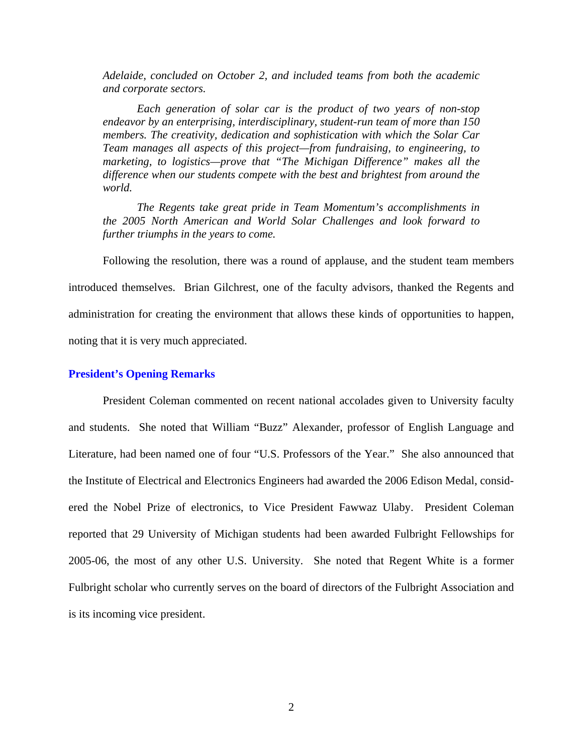*Adelaide, concluded on October 2, and included teams from both the academic and corporate sectors.*

*Each generation of solar car is the product of two years of non-stop endeavor by an enterprising, interdisciplinary, student-run team of more than 150 members. The creativity, dedication and sophistication with which the Solar Car Team manages all aspects of this project—from fundraising, to engineering, to marketing, to logistics—prove that "The Michigan Difference" makes all the difference when our students compete with the best and brightest from around the world.*

*The Regents take great pride in Team Momentum's accomplishments in the 2005 North American and World Solar Challenges and look forward to further triumphs in the years to come.*

Following the resolution, there was a round of applause, and the student team members introduced themselves. Brian Gilchrest, one of the faculty advisors, thanked the Regents and administration for creating the environment that allows these kinds of opportunities to happen, noting that it is very much appreciated.

## President's Opening Remarks

President Coleman commented on recent national accolades given to University faculty and students. She noted that William "Buzz" Alexander, professor of English Language and Literature, had been named one of four "U.S. Professors of the Year." She also announced that the Institute of Electrical and Electronics Engineers had awarded the 2006 Edison Medal, considered the Nobel Prize of electronics, to Vice President Fawwaz Ulaby. President Coleman reported that 29 University of Michigan students had been awarded Fulbright Fellowships for 2005-06, the most of any other U.S. University. She noted that Regent White is a former Fulbright scholar who currently serves on the board of directors of the Fulbright Association and is its incoming vice president.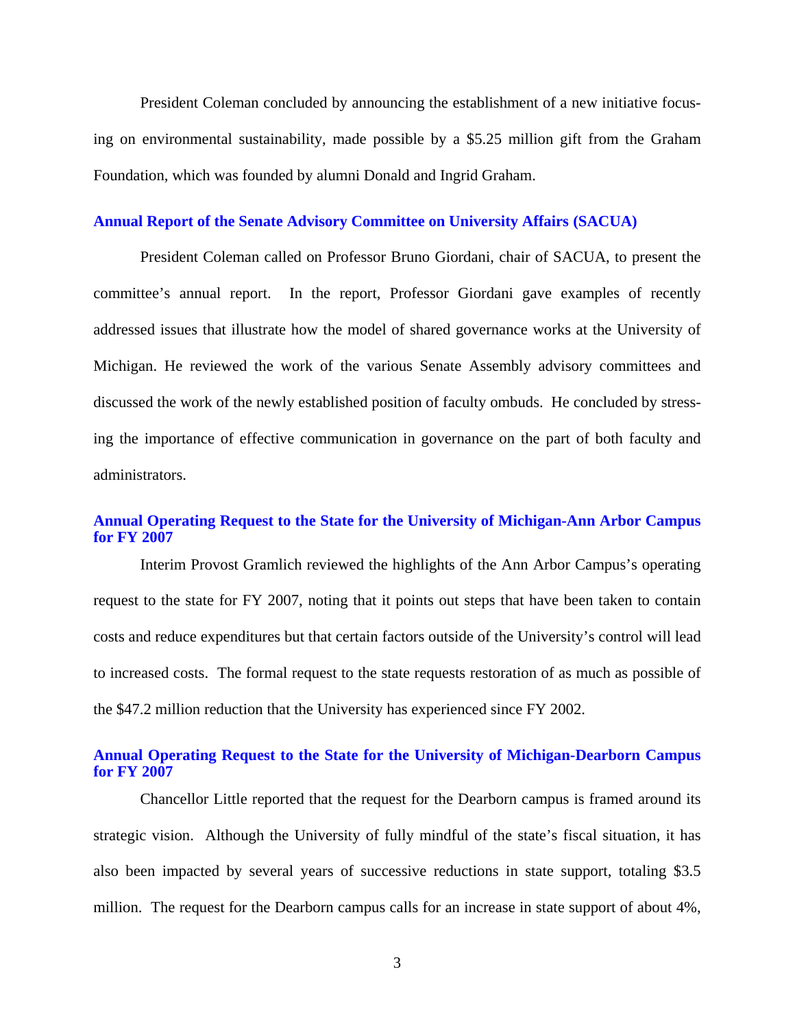President Coleman concluded by announcing the establishment of a new initiative focusing on environmental sustainability, made possible by a $5.25 million gift from the Graham Foundation, which was founded by alumni Donald and Ingrid Graham.

### Annual Report of the Senate Advisory Committee on University Affairs (SACUA)

President Coleman called on Professor Bruno Giordani, chair of SACUA, to present the committee's annual report. In the report, Professor Giordani gave examples of recently addressed issues that illustrate how the model of shared governance works at the University of Michigan. He reviewed the work of the various Senate Assembly advisory committees and discussed the work of the newly established position of faculty ombuds. He concluded by stressing the importance of effective communication in governance on the part of both faculty and administrators.

### Annual Operating Request to the State for the University of Michigan-Ann Arbor Campus for FY 2007

Interim Provost Gramlich reviewed the highlights of the Ann Arbor Campus's operating request to the state for FY 2007, noting that it points out steps that have been taken to contain costs and reduce expenditures but that certain factors outside of the University's control will lead to increased costs. The formal request to the state requests restoration of as much as possible of the $47.2 million reduction that the University has experienced since FY 2002.

### Annual Operating Request to the State for the University of Michigan-Dearborn Campus for FY 2007

Chancellor Little reported that the request for the Dearborn campus is framed around its strategic vision. Although the University of fully mindful of the state's fiscal situation, it has also been impacted by several years of successive reductions in state support, totaling $3.5 million. The request for the Dearborn campus calls for an increase in state support of about 4%,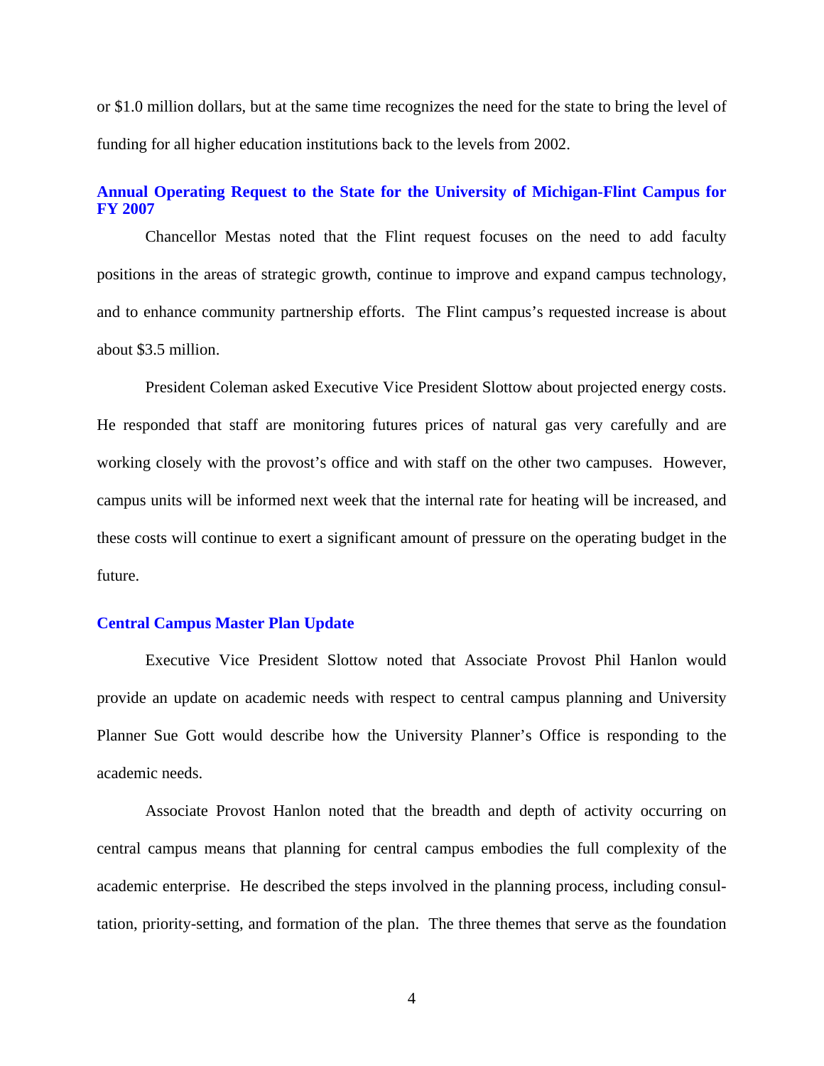or $1.0 million dollars, but at the same time recognizes the need for the state to bring the level of funding for all higher education institutions back to the levels from 2002.

## Annual Operating Request to the State for the University of Michigan-Flint Campus for FY 2007

Chancellor Mestas noted that the Flint request focuses on the need to add faculty positions in the areas of strategic growth, continue to improve and expand campus technology, and to enhance community partnership efforts. The Flint campus's requested increase is about about $3.5 million.

President Coleman asked Executive Vice President Slottow about projected energy costs. He responded that staff are monitoring futures prices of natural gas very carefully and are working closely with the provost's office and with staff on the other two campuses. However, campus units will be informed next week that the internal rate for heating will be increased, and these costs will continue to exert a significant amount of pressure on the operating budget in the future.

## Central Campus Master Plan Update

Executive Vice President Slottow noted that Associate Provost Phil Hanlon would provide an update on academic needs with respect to central campus planning and University Planner Sue Gott would describe how the University Planner's Office is responding to the academic needs.

Associate Provost Hanlon noted that the breadth and depth of activity occurring on central campus means that planning for central campus embodies the full complexity of the academic enterprise. He described the steps involved in the planning process, including consultation, priority-setting, and formation of the plan. The three themes that serve as the foundation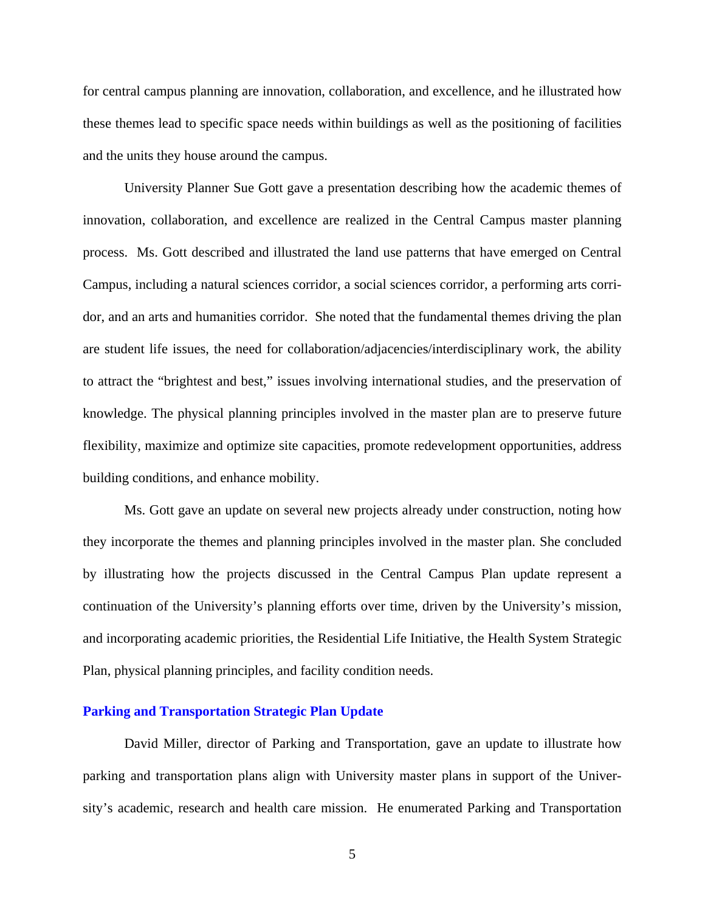for central campus planning are innovation, collaboration, and excellence, and he illustrated how these themes lead to specific space needs within buildings as well as the positioning of facilities and the units they house around the campus.

University Planner Sue Gott gave a presentation describing how the academic themes of innovation, collaboration, and excellence are realized in the Central Campus master planning process. Ms. Gott described and illustrated the land use patterns that have emerged on Central Campus, including a natural sciences corridor, a social sciences corridor, a performing arts corridor, and an arts and humanities corridor. She noted that the fundamental themes driving the plan are student life issues, the need for collaboration/adjacencies/interdisciplinary work, the ability to attract the "brightest and best," issues involving international studies, and the preservation of knowledge. The physical planning principles involved in the master plan are to preserve future flexibility, maximize and optimize site capacities, promote redevelopment opportunities, address building conditions, and enhance mobility.

Ms. Gott gave an update on several new projects already under construction, noting how they incorporate the themes and planning principles involved in the master plan. She concluded by illustrating how the projects discussed in the Central Campus Plan update represent a continuation of the University's planning efforts over time, driven by the University's mission, and incorporating academic priorities, the Residential Life Initiative, the Health System Strategic Plan, physical planning principles, and facility condition needs.

## Parking and Transportation Strategic Plan Update

David Miller, director of Parking and Transportation, gave an update to illustrate how parking and transportation plans align with University master plans in support of the University's academic, research and health care mission. He enumerated Parking and Transportation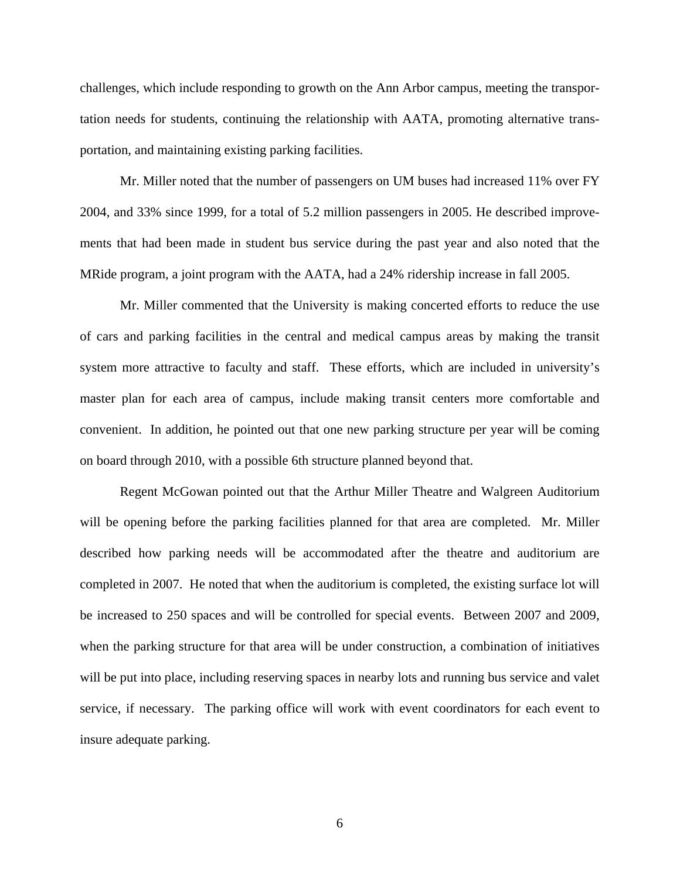challenges, which include responding to growth on the Ann Arbor campus, meeting the transportation needs for students, continuing the relationship with AATA, promoting alternative transportation, and maintaining existing parking facilities.

Mr. Miller noted that the number of passengers on UM buses had increased 11% over FY 2004, and 33% since 1999, for a total of 5.2 million passengers in 2005. He described improvements that had been made in student bus service during the past year and also noted that the MRide program, a joint program with the AATA, had a 24% ridership increase in fall 2005.

Mr. Miller commented that the University is making concerted efforts to reduce the use of cars and parking facilities in the central and medical campus areas by making the transit system more attractive to faculty and staff. These efforts, which are included in university's master plan for each area of campus, include making transit centers more comfortable and convenient. In addition, he pointed out that one new parking structure per year will be coming on board through 2010, with a possible 6th structure planned beyond that.

Regent McGowan pointed out that the Arthur Miller Theatre and Walgreen Auditorium will be opening before the parking facilities planned for that area are completed. Mr. Miller described how parking needs will be accommodated after the theatre and auditorium are completed in 2007. He noted that when the auditorium is completed, the existing surface lot will be increased to 250 spaces and will be controlled for special events. Between 2007 and 2009, when the parking structure for that area will be under construction, a combination of initiatives will be put into place, including reserving spaces in nearby lots and running bus service and valet service, if necessary. The parking office will work with event coordinators for each event to insure adequate parking.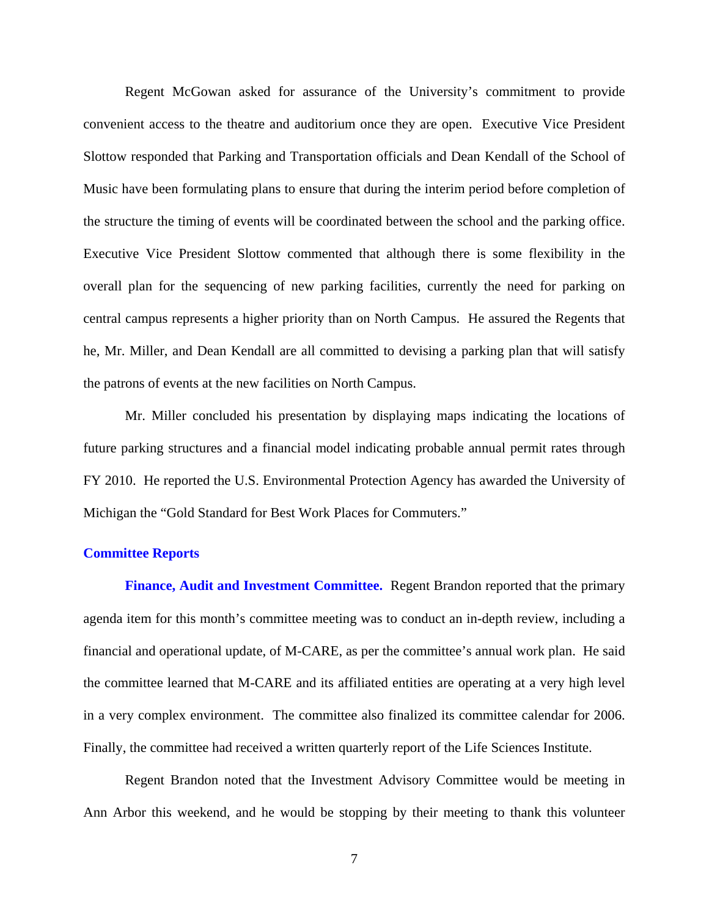Regent McGowan asked for assurance of the University's commitment to provide convenient access to the theatre and auditorium once they are open. Executive Vice President Slottow responded that Parking and Transportation officials and Dean Kendall of the School of Music have been formulating plans to ensure that during the interim period before completion of the structure the timing of events will be coordinated between the school and the parking office. Executive Vice President Slottow commented that although there is some flexibility in the overall plan for the sequencing of new parking facilities, currently the need for parking on central campus represents a higher priority than on North Campus. He assured the Regents that he, Mr. Miller, and Dean Kendall are all committed to devising a parking plan that will satisfy the patrons of events at the new facilities on North Campus.

Mr. Miller concluded his presentation by displaying maps indicating the locations of future parking structures and a financial model indicating probable annual permit rates through FY 2010. He reported the U.S. Environmental Protection Agency has awarded the University of Michigan the "Gold Standard for Best Work Places for Commuters."

## Committee Reports

**Finance, Audit and Investment Committee.** Regent Brandon reported that the primary agenda item for this month's committee meeting was to conduct an in-depth review, including a financial and operational update, of M-CARE, as per the committee's annual work plan. He said the committee learned that M-CARE and its affiliated entities are operating at a very high level in a very complex environment. The committee also finalized its committee calendar for 2006. Finally, the committee had received a written quarterly report of the Life Sciences Institute.

Regent Brandon noted that the Investment Advisory Committee would be meeting in Ann Arbor this weekend, and he would be stopping by their meeting to thank this volunteer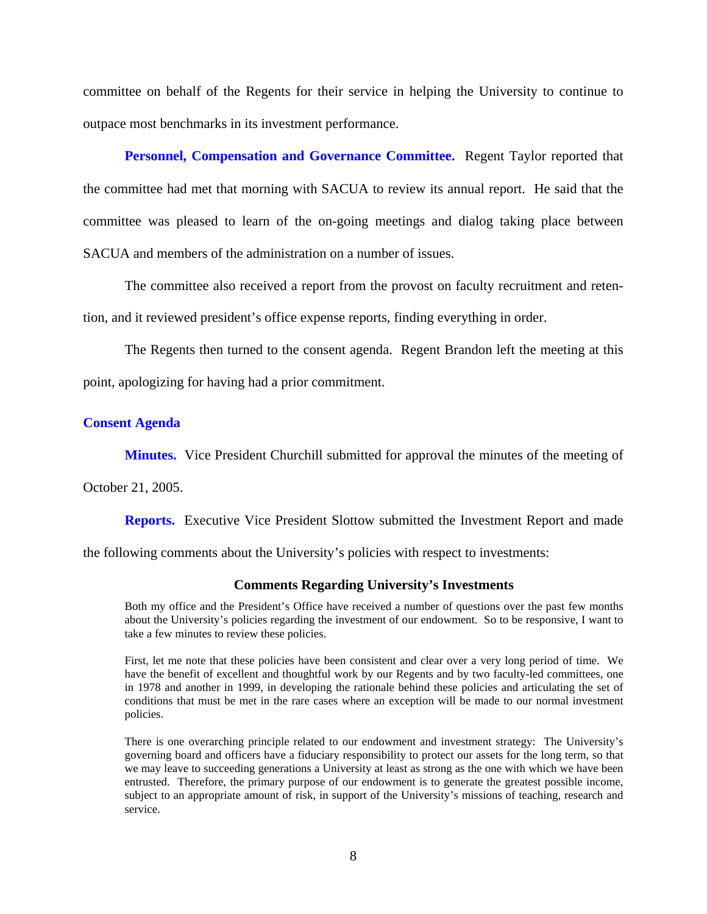committee on behalf of the Regents for their service in helping the University to continue to outpace most benchmarks in its investment performance.

**Personnel, Compensation and Governance Committee.** Regent Taylor reported that the committee had met that morning with SACUA to review its annual report. He said that the committee was pleased to learn of the on-going meetings and dialog taking place between SACUA and members of the administration on a number of issues.

The committee also received a report from the provost on faculty recruitment and retention, and it reviewed president's office expense reports, finding everything in order.

The Regents then turned to the consent agenda. Regent Brandon left the meeting at this point, apologizing for having had a prior commitment.

## Consent Agenda

**Minutes.** Vice President Churchill submitted for approval the minutes of the meeting of October 21, 2005.

**Reports.** Executive Vice President Slottow submitted the Investment Report and made the following comments about the University's policies with respect to investments:

### Comments Regarding University's Investments

Both my office and the President's Office have received a number of questions over the past few months about the University's policies regarding the investment of our endowment. So to be responsive, I want to take a few minutes to review these policies.

First, let me note that these policies have been consistent and clear over a very long period of time. We have the benefit of excellent and thoughtful work by our Regents and by two faculty-led committees, one in 1978 and another in 1999, in developing the rationale behind these policies and articulating the set of conditions that must be met in the rare cases where an exception will be made to our normal investment policies.

There is one overarching principle related to our endowment and investment strategy: The University's governing board and officers have a fiduciary responsibility to protect our assets for the long term, so that we may leave to succeeding generations a University at least as strong as the one with which we have been entrusted. Therefore, the primary purpose of our endowment is to generate the greatest possible income, subject to an appropriate amount of risk, in support of the University's missions of teaching, research and service.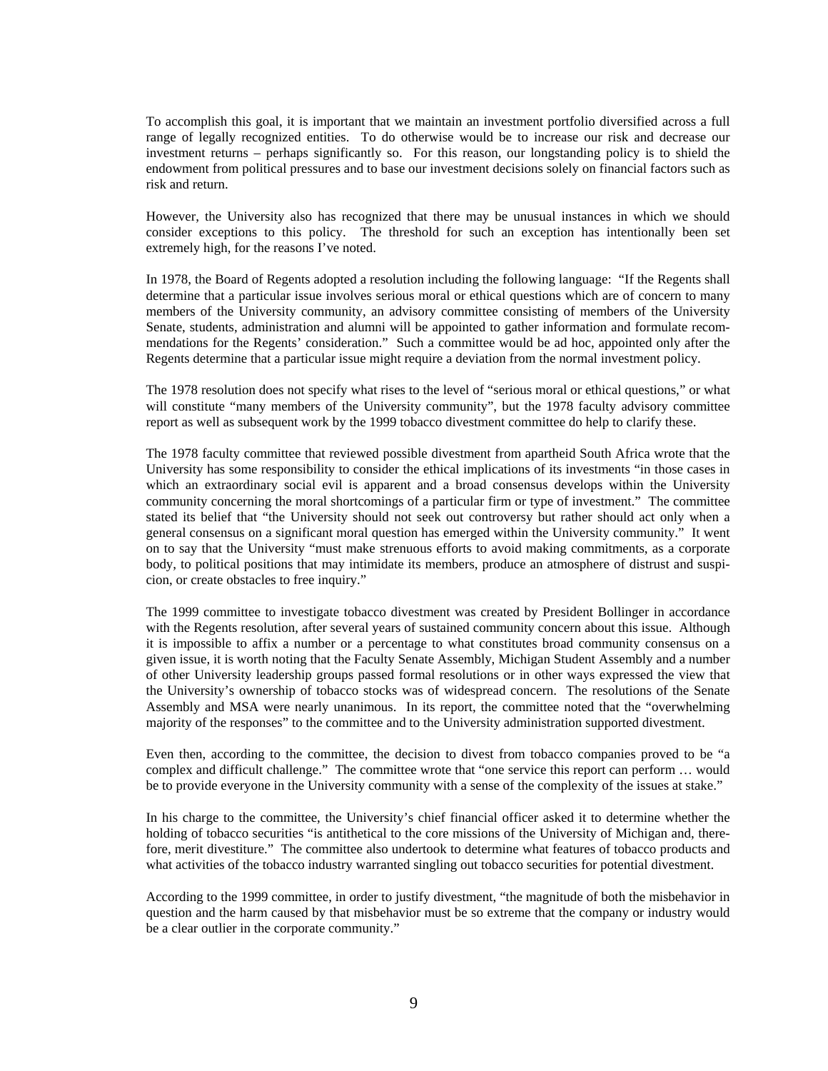To accomplish this goal, it is important that we maintain an investment portfolio diversified across a full range of legally recognized entities. To do otherwise would be to increase our risk and decrease our investment returns – perhaps significantly so. For this reason, our longstanding policy is to shield the endowment from political pressures and to base our investment decisions solely on financial factors such as risk and return.

However, the University also has recognized that there may be unusual instances in which we should consider exceptions to this policy. The threshold for such an exception has intentionally been set extremely high, for the reasons I've noted.

In 1978, the Board of Regents adopted a resolution including the following language: "If the Regents shall determine that a particular issue involves serious moral or ethical questions which are of concern to many members of the University community, an advisory committee consisting of members of the University Senate, students, administration and alumni will be appointed to gather information and formulate recommendations for the Regents' consideration." Such a committee would be ad hoc, appointed only after the Regents determine that a particular issue might require a deviation from the normal investment policy.

The 1978 resolution does not specify what rises to the level of "serious moral or ethical questions," or what will constitute "many members of the University community", but the 1978 faculty advisory committee report as well as subsequent work by the 1999 tobacco divestment committee do help to clarify these.

The 1978 faculty committee that reviewed possible divestment from apartheid South Africa wrote that the University has some responsibility to consider the ethical implications of its investments "in those cases in which an extraordinary social evil is apparent and a broad consensus develops within the University community concerning the moral shortcomings of a particular firm or type of investment." The committee stated its belief that "the University should not seek out controversy but rather should act only when a general consensus on a significant moral question has emerged within the University community." It went on to say that the University "must make strenuous efforts to avoid making commitments, as a corporate body, to political positions that may intimidate its members, produce an atmosphere of distrust and suspicion, or create obstacles to free inquiry."

The 1999 committee to investigate tobacco divestment was created by President Bollinger in accordance with the Regents resolution, after several years of sustained community concern about this issue. Although it is impossible to affix a number or a percentage to what constitutes broad community consensus on a given issue, it is worth noting that the Faculty Senate Assembly, Michigan Student Assembly and a number of other University leadership groups passed formal resolutions or in other ways expressed the view that the University's ownership of tobacco stocks was of widespread concern. The resolutions of the Senate Assembly and MSA were nearly unanimous. In its report, the committee noted that the "overwhelming majority of the responses" to the committee and to the University administration supported divestment.

Even then, according to the committee, the decision to divest from tobacco companies proved to be "a complex and difficult challenge." The committee wrote that "one service this report can perform … would be to provide everyone in the University community with a sense of the complexity of the issues at stake."

In his charge to the committee, the University's chief financial officer asked it to determine whether the holding of tobacco securities "is antithetical to the core missions of the University of Michigan and, therefore, merit divestiture." The committee also undertook to determine what features of tobacco products and what activities of the tobacco industry warranted singling out tobacco securities for potential divestment.

According to the 1999 committee, in order to justify divestment, "the magnitude of both the misbehavior in question and the harm caused by that misbehavior must be so extreme that the company or industry would be a clear outlier in the corporate community."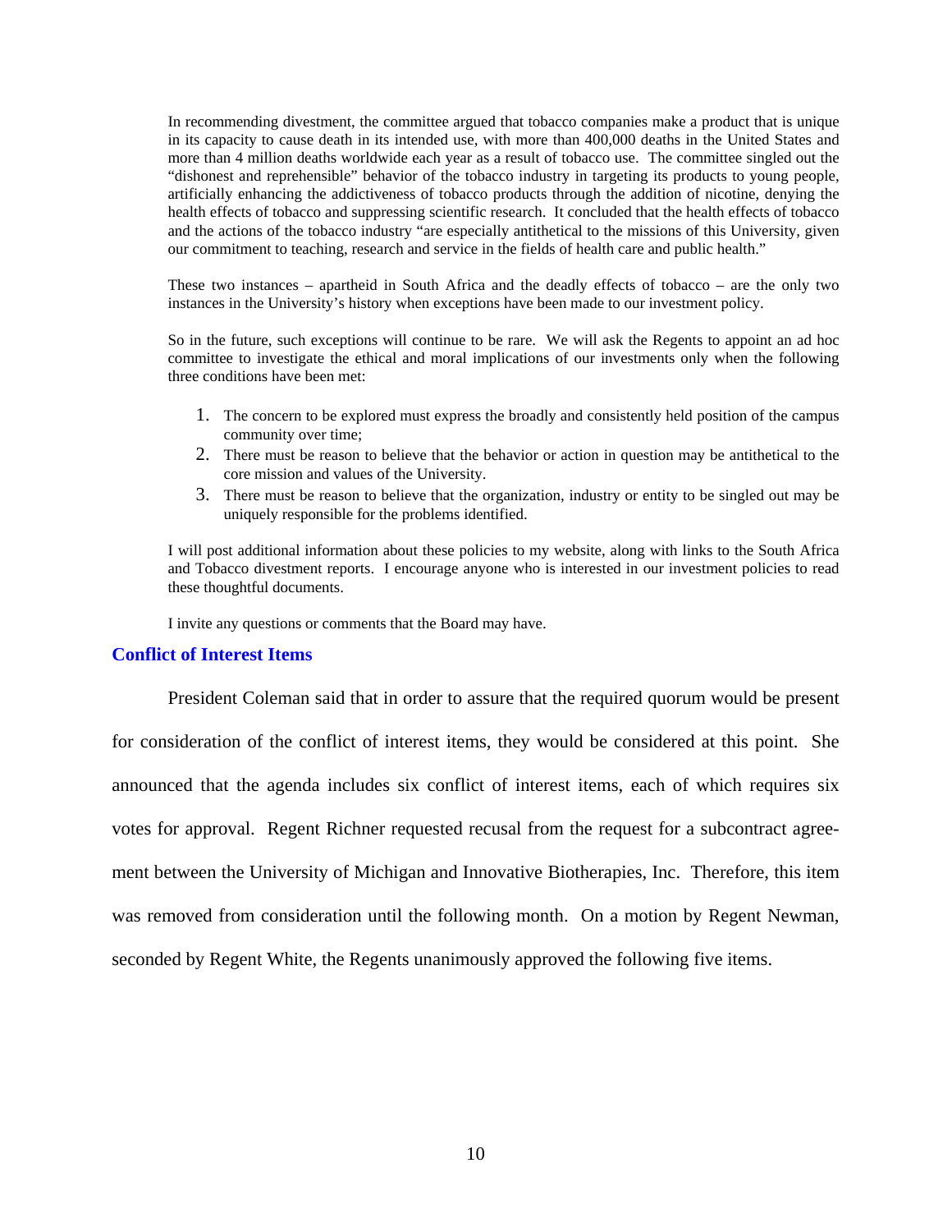In recommending divestment, the committee argued that tobacco companies make a product that is unique in its capacity to cause death in its intended use, with more than 400,000 deaths in the United States and more than 4 million deaths worldwide each year as a result of tobacco use. The committee singled out the "dishonest and reprehensible" behavior of the tobacco industry in targeting its products to young people, artificially enhancing the addictiveness of tobacco products through the addition of nicotine, denying the health effects of tobacco and suppressing scientific research. It concluded that the health effects of tobacco and the actions of the tobacco industry "are especially antithetical to the missions of this University, given our commitment to teaching, research and service in the fields of health care and public health."

These two instances – apartheid in South Africa and the deadly effects of tobacco – are the only two instances in the University's history when exceptions have been made to our investment policy.

So in the future, such exceptions will continue to be rare. We will ask the Regents to appoint an ad hoc committee to investigate the ethical and moral implications of our investments only when the following three conditions have been met:

1. The concern to be explored must express the broadly and consistently held position of the campus community over time;
2. There must be reason to believe that the behavior or action in question may be antithetical to the core mission and values of the University.
3. There must be reason to believe that the organization, industry or entity to be singled out may be uniquely responsible for the problems identified.

I will post additional information about these policies to my website, along with links to the South Africa and Tobacco divestment reports. I encourage anyone who is interested in our investment policies to read these thoughtful documents.

I invite any questions or comments that the Board may have.

## Conflict of Interest Items

President Coleman said that in order to assure that the required quorum would be present for consideration of the conflict of interest items, they would be considered at this point. She announced that the agenda includes six conflict of interest items, each of which requires six votes for approval. Regent Richner requested recusal from the request for a subcontract agreement between the University of Michigan and Innovative Biotherapies, Inc. Therefore, this item was removed from consideration until the following month. On a motion by Regent Newman, seconded by Regent White, the Regents unanimously approved the following five items.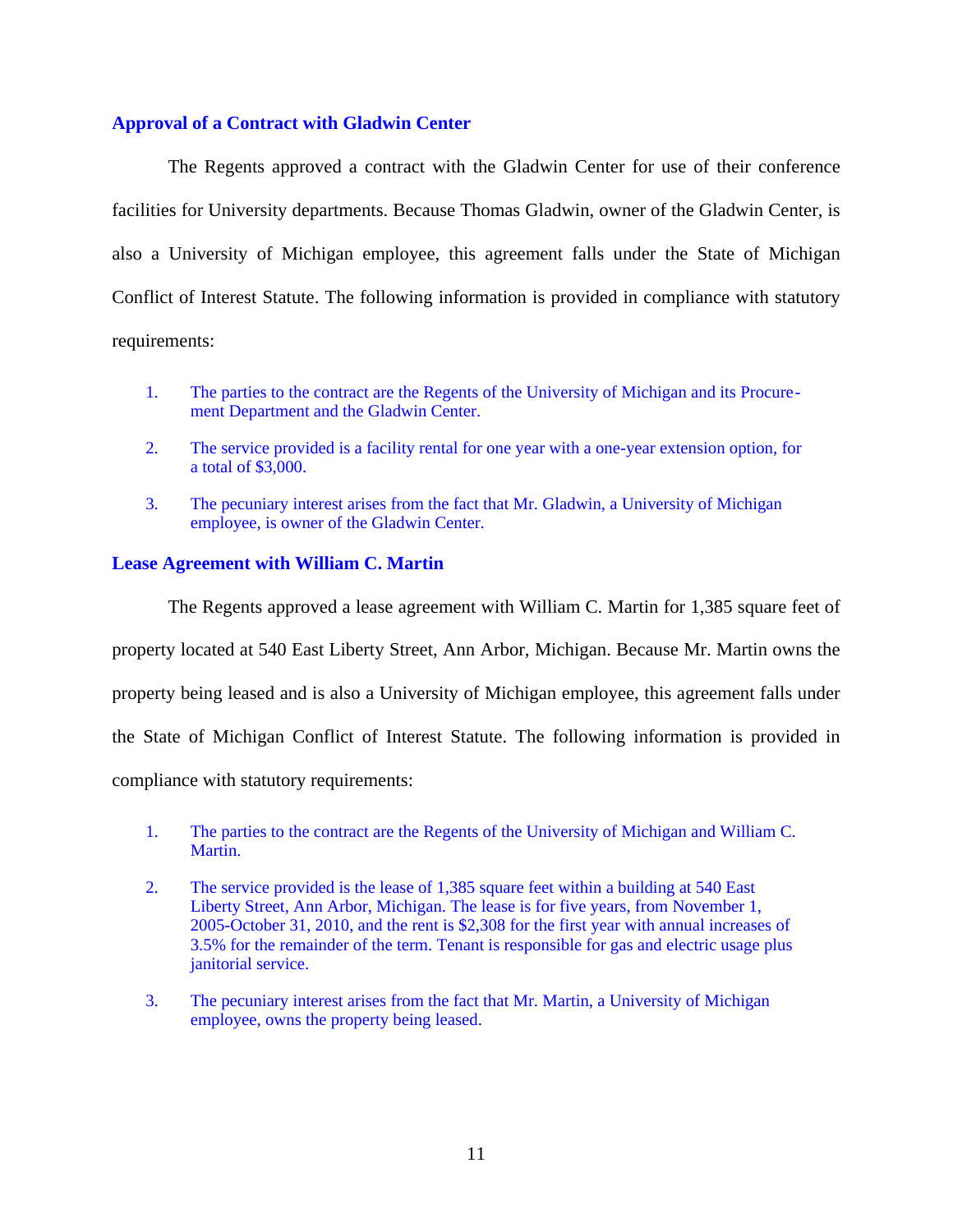## Approval of a Contract with Gladwin Center

The Regents approved a contract with the Gladwin Center for use of their conference facilities for University departments. Because Thomas Gladwin, owner of the Gladwin Center, is also a University of Michigan employee, this agreement falls under the State of Michigan Conflict of Interest Statute. The following information is provided in compliance with statutory requirements:

1. The parties to the contract are the Regents of the University of Michigan and its Procurement Department and the Gladwin Center.
2. The service provided is a facility rental for one year with a one-year extension option, for a total of $3,000.
3. The pecuniary interest arises from the fact that Mr. Gladwin, a University of Michigan employee, is owner of the Gladwin Center.

## Lease Agreement with William C. Martin

The Regents approved a lease agreement with William C. Martin for 1,385 square feet of property located at 540 East Liberty Street, Ann Arbor, Michigan. Because Mr. Martin owns the property being leased and is also a University of Michigan employee, this agreement falls under the State of Michigan Conflict of Interest Statute. The following information is provided in compliance with statutory requirements:

1. The parties to the contract are the Regents of the University of Michigan and William C. Martin.
2. The service provided is the lease of 1,385 square feet within a building at 540 East Liberty Street, Ann Arbor, Michigan. The lease is for five years, from November 1, 2005-October 31, 2010, and the rent is $2,308 for the first year with annual increases of 3.5% for the remainder of the term. Tenant is responsible for gas and electric usage plus janitorial service.
3. The pecuniary interest arises from the fact that Mr. Martin, a University of Michigan employee, owns the property being leased.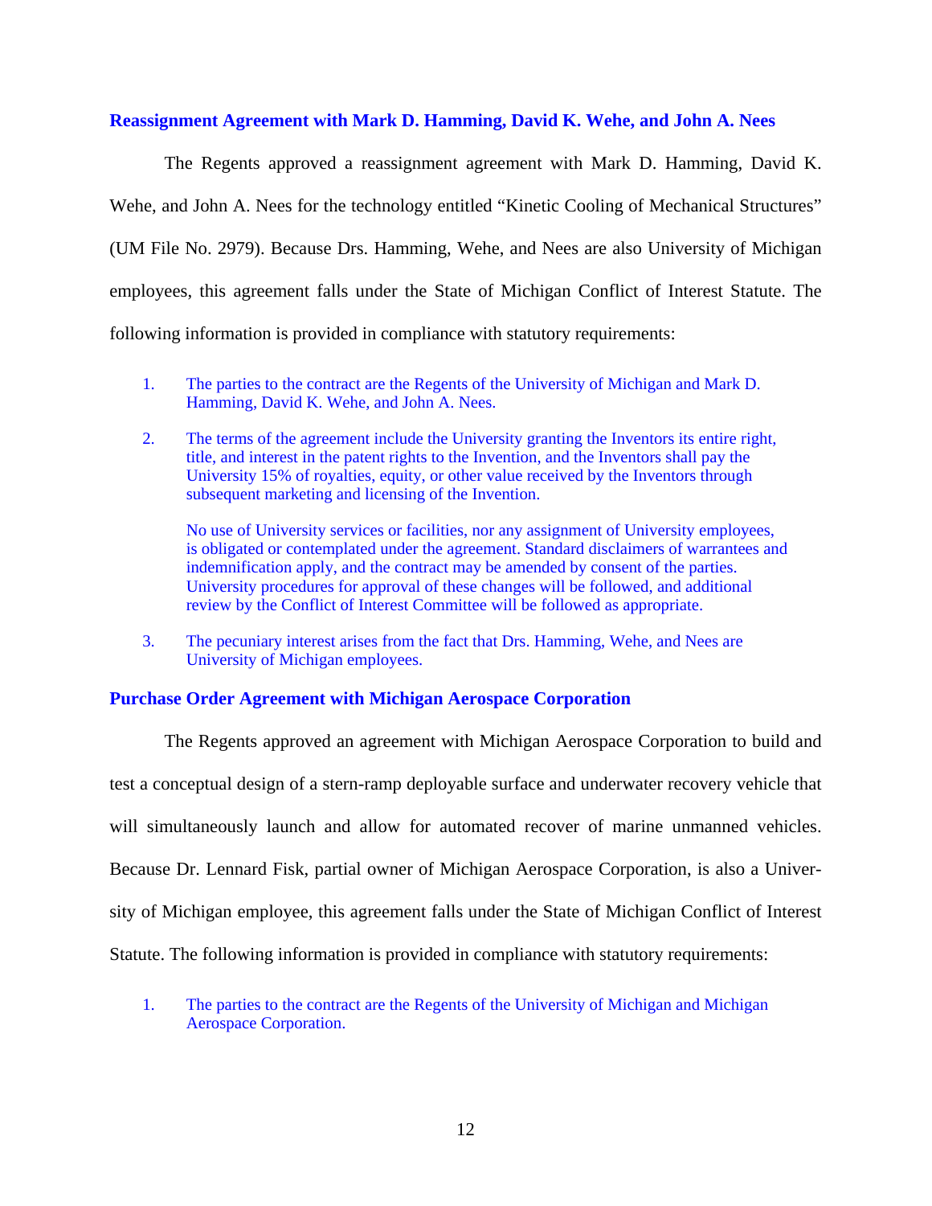### Reassignment Agreement with Mark D. Hamming, David K. Wehe, and John A. Nees

The Regents approved a reassignment agreement with Mark D. Hamming, David K. Wehe, and John A. Nees for the technology entitled "Kinetic Cooling of Mechanical Structures" (UM File No. 2979). Because Drs. Hamming, Wehe, and Nees are also University of Michigan employees, this agreement falls under the State of Michigan Conflict of Interest Statute. The following information is provided in compliance with statutory requirements:

1. The parties to the contract are the Regents of the University of Michigan and Mark D. Hamming, David K. Wehe, and John A. Nees.
2. The terms of the agreement include the University granting the Inventors its entire right, title, and interest in the patent rights to the Invention, and the Inventors shall pay the University 15% of royalties, equity, or other value received by the Inventors through subsequent marketing and licensing of the Invention.

   No use of University services or facilities, nor any assignment of University employees, is obligated or contemplated under the agreement. Standard disclaimers of warrantees and indemnification apply, and the contract may be amended by consent of the parties. University procedures for approval of these changes will be followed, and additional review by the Conflict of Interest Committee will be followed as appropriate.
3. The pecuniary interest arises from the fact that Drs. Hamming, Wehe, and Nees are University of Michigan employees.

### Purchase Order Agreement with Michigan Aerospace Corporation

The Regents approved an agreement with Michigan Aerospace Corporation to build and test a conceptual design of a stern-ramp deployable surface and underwater recovery vehicle that will simultaneously launch and allow for automated recover of marine unmanned vehicles. Because Dr. Lennard Fisk, partial owner of Michigan Aerospace Corporation, is also a University of Michigan employee, this agreement falls under the State of Michigan Conflict of Interest Statute. The following information is provided in compliance with statutory requirements:

1. The parties to the contract are the Regents of the University of Michigan and Michigan Aerospace Corporation.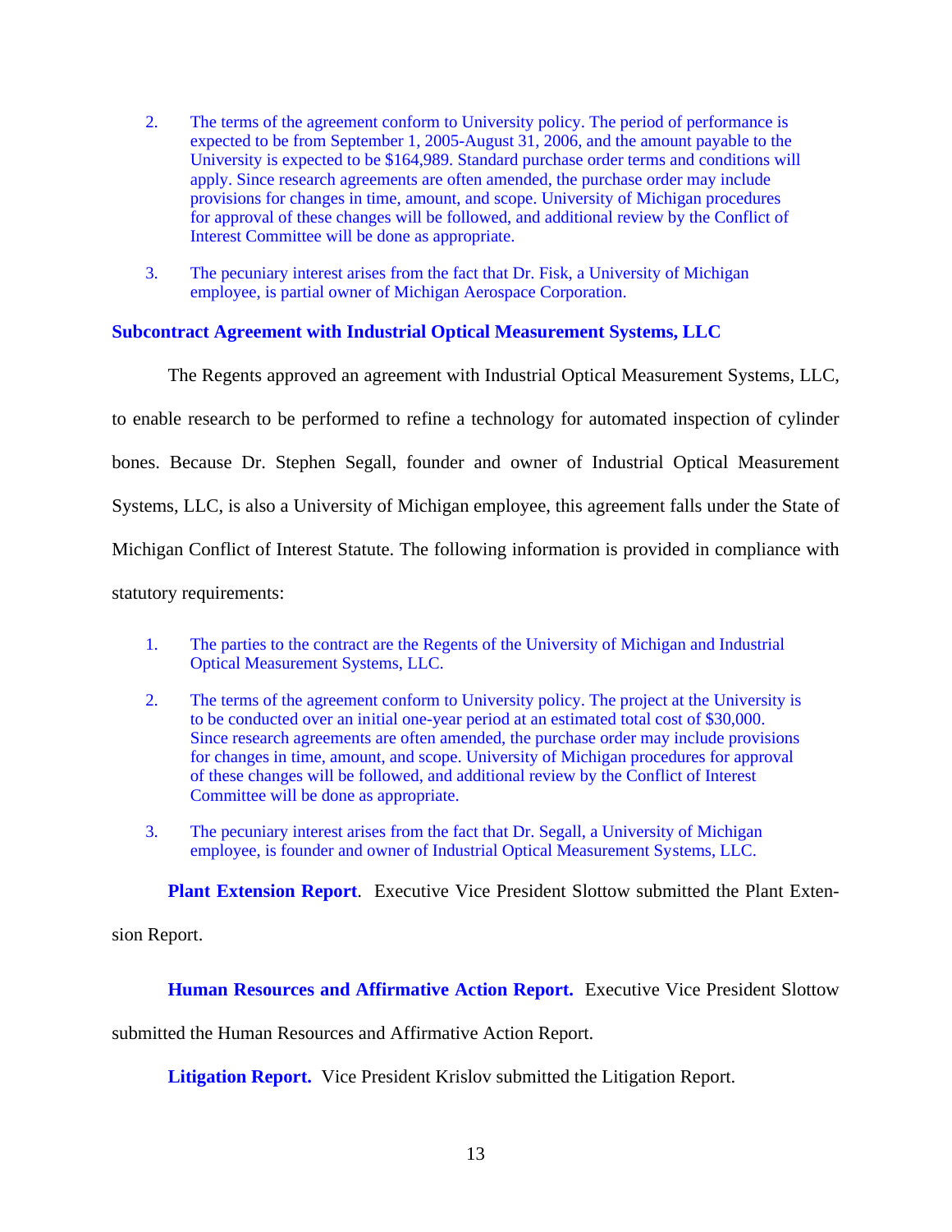2. The terms of the agreement conform to University policy. The period of performance is expected to be from September 1, 2005-August 31, 2006, and the amount payable to the University is expected to be $164,989. Standard purchase order terms and conditions will apply. Since research agreements are often amended, the purchase order may include provisions for changes in time, amount, and scope. University of Michigan procedures for approval of these changes will be followed, and additional review by the Conflict of Interest Committee will be done as appropriate.

3. The pecuniary interest arises from the fact that Dr. Fisk, a University of Michigan employee, is partial owner of Michigan Aerospace Corporation.

**Subcontract Agreement with Industrial Optical Measurement Systems, LLC**

The Regents approved an agreement with Industrial Optical Measurement Systems, LLC, to enable research to be performed to refine a technology for automated inspection of cylinder bones. Because Dr. Stephen Segall, founder and owner of Industrial Optical Measurement Systems, LLC, is also a University of Michigan employee, this agreement falls under the State of Michigan Conflict of Interest Statute. The following information is provided in compliance with statutory requirements:

1. The parties to the contract are the Regents of the University of Michigan and Industrial Optical Measurement Systems, LLC.

2. The terms of the agreement conform to University policy. The project at the University is to be conducted over an initial one-year period at an estimated total cost of $30,000. Since research agreements are often amended, the purchase order may include provisions for changes in time, amount, and scope. University of Michigan procedures for approval of these changes will be followed, and additional review by the Conflict of Interest Committee will be done as appropriate.

3. The pecuniary interest arises from the fact that Dr. Segall, a University of Michigan employee, is founder and owner of Industrial Optical Measurement Systems, LLC.

**Plant Extension Report**. Executive Vice President Slottow submitted the Plant Extension Report.

**Human Resources and Affirmative Action Report.** Executive Vice President Slottow submitted the Human Resources and Affirmative Action Report.

**Litigation Report.** Vice President Krislov submitted the Litigation Report.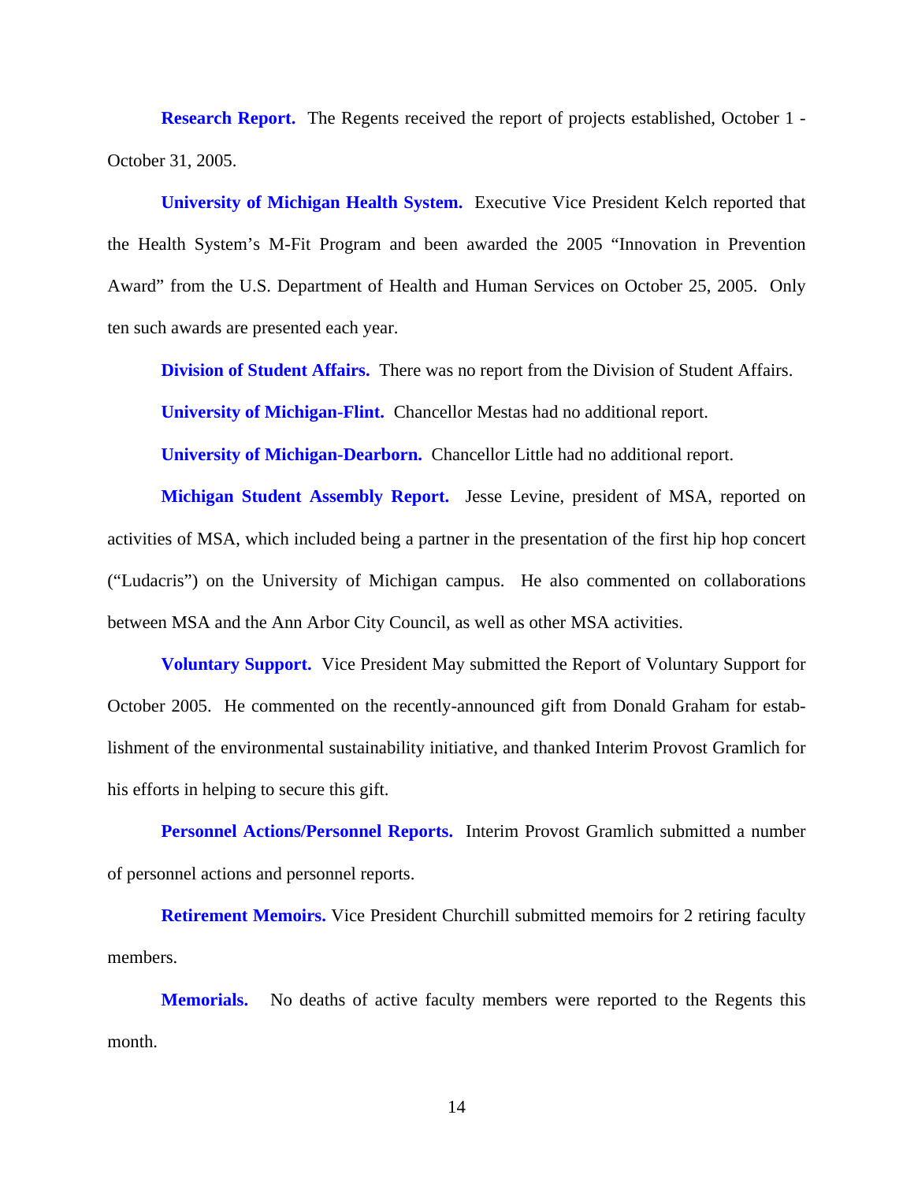**Research Report.** The Regents received the report of projects established, October 1 - October 31, 2005.

**University of Michigan Health System.** Executive Vice President Kelch reported that the Health System's M-Fit Program and been awarded the 2005 "Innovation in Prevention Award" from the U.S. Department of Health and Human Services on October 25, 2005. Only ten such awards are presented each year.

**Division of Student Affairs.** There was no report from the Division of Student Affairs.

**University of Michigan-Flint.** Chancellor Mestas had no additional report.

**University of Michigan-Dearborn.** Chancellor Little had no additional report.

**Michigan Student Assembly Report.** Jesse Levine, president of MSA, reported on activities of MSA, which included being a partner in the presentation of the first hip hop concert ("Ludacris") on the University of Michigan campus. He also commented on collaborations between MSA and the Ann Arbor City Council, as well as other MSA activities.

**Voluntary Support.** Vice President May submitted the Report of Voluntary Support for October 2005. He commented on the recently-announced gift from Donald Graham for establishment of the environmental sustainability initiative, and thanked Interim Provost Gramlich for his efforts in helping to secure this gift.

**Personnel Actions/Personnel Reports.** Interim Provost Gramlich submitted a number of personnel actions and personnel reports.

**Retirement Memoirs.** Vice President Churchill submitted memoirs for 2 retiring faculty members.

**Memorials.** No deaths of active faculty members were reported to the Regents this month.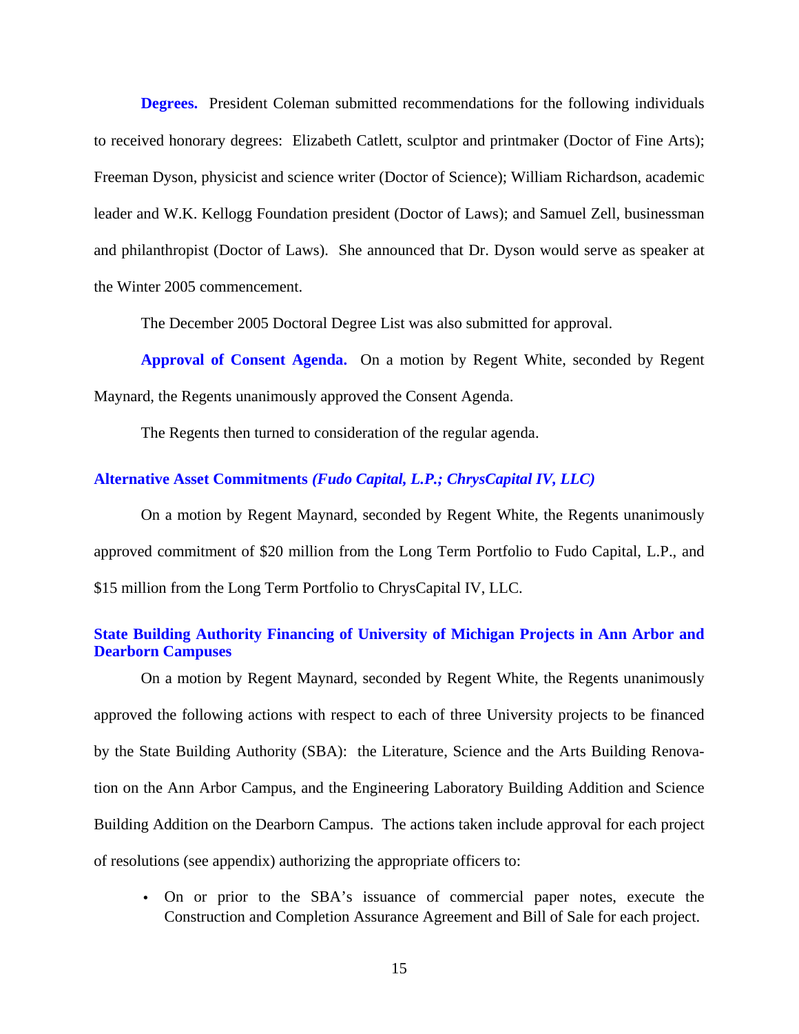**Degrees.** President Coleman submitted recommendations for the following individuals to received honorary degrees: Elizabeth Catlett, sculptor and printmaker (Doctor of Fine Arts); Freeman Dyson, physicist and science writer (Doctor of Science); William Richardson, academic leader and W.K. Kellogg Foundation president (Doctor of Laws); and Samuel Zell, businessman and philanthropist (Doctor of Laws). She announced that Dr. Dyson would serve as speaker at the Winter 2005 commencement.

The December 2005 Doctoral Degree List was also submitted for approval.

**Approval of Consent Agenda.** On a motion by Regent White, seconded by Regent Maynard, the Regents unanimously approved the Consent Agenda.

The Regents then turned to consideration of the regular agenda.

### Alternative Asset Commitments *(Fudo Capital, L.P.; ChrysCapital IV, LLC)*

On a motion by Regent Maynard, seconded by Regent White, the Regents unanimously approved commitment of $20 million from the Long Term Portfolio to Fudo Capital, L.P., and $15 million from the Long Term Portfolio to ChrysCapital IV, LLC.

### State Building Authority Financing of University of Michigan Projects in Ann Arbor and Dearborn Campuses

On a motion by Regent Maynard, seconded by Regent White, the Regents unanimously approved the following actions with respect to each of three University projects to be financed by the State Building Authority (SBA): the Literature, Science and the Arts Building Renovation on the Ann Arbor Campus, and the Engineering Laboratory Building Addition and Science Building Addition on the Dearborn Campus. The actions taken include approval for each project of resolutions (see appendix) authorizing the appropriate officers to:

- On or prior to the SBA's issuance of commercial paper notes, execute the Construction and Completion Assurance Agreement and Bill of Sale for each project.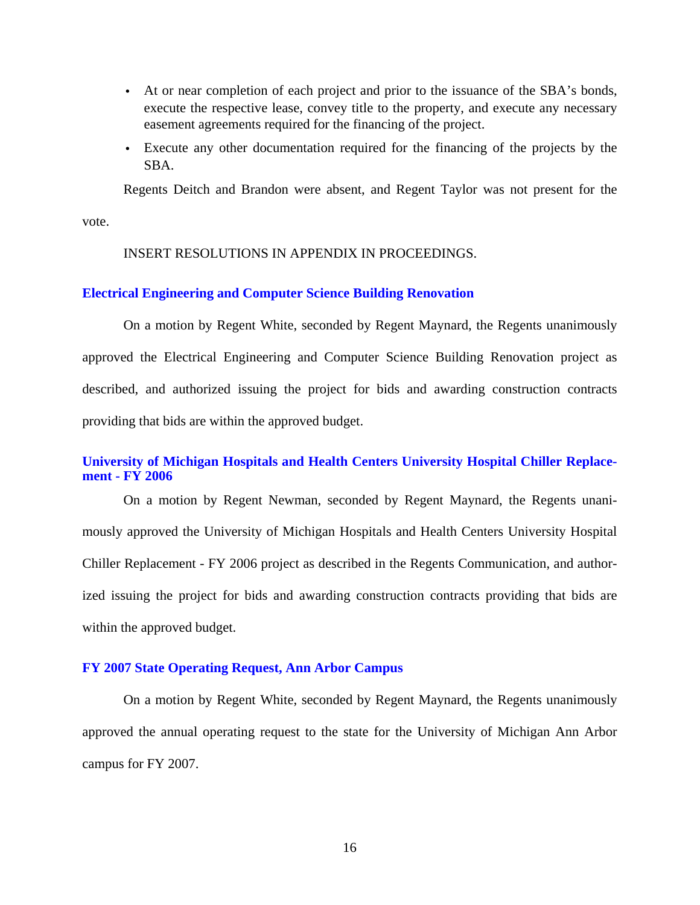- At or near completion of each project and prior to the issuance of the SBA's bonds, execute the respective lease, convey title to the property, and execute any necessary easement agreements required for the financing of the project.
- Execute any other documentation required for the financing of the projects by the SBA.

Regents Deitch and Brandon were absent, and Regent Taylor was not present for the vote.

INSERT RESOLUTIONS IN APPENDIX IN PROCEEDINGS.

### Electrical Engineering and Computer Science Building Renovation

On a motion by Regent White, seconded by Regent Maynard, the Regents unanimously approved the Electrical Engineering and Computer Science Building Renovation project as described, and authorized issuing the project for bids and awarding construction contracts providing that bids are within the approved budget.

### University of Michigan Hospitals and Health Centers University Hospital Chiller Replacement - FY 2006

On a motion by Regent Newman, seconded by Regent Maynard, the Regents unanimously approved the University of Michigan Hospitals and Health Centers University Hospital Chiller Replacement - FY 2006 project as described in the Regents Communication, and authorized issuing the project for bids and awarding construction contracts providing that bids are within the approved budget.

### FY 2007 State Operating Request, Ann Arbor Campus

On a motion by Regent White, seconded by Regent Maynard, the Regents unanimously approved the annual operating request to the state for the University of Michigan Ann Arbor campus for FY 2007.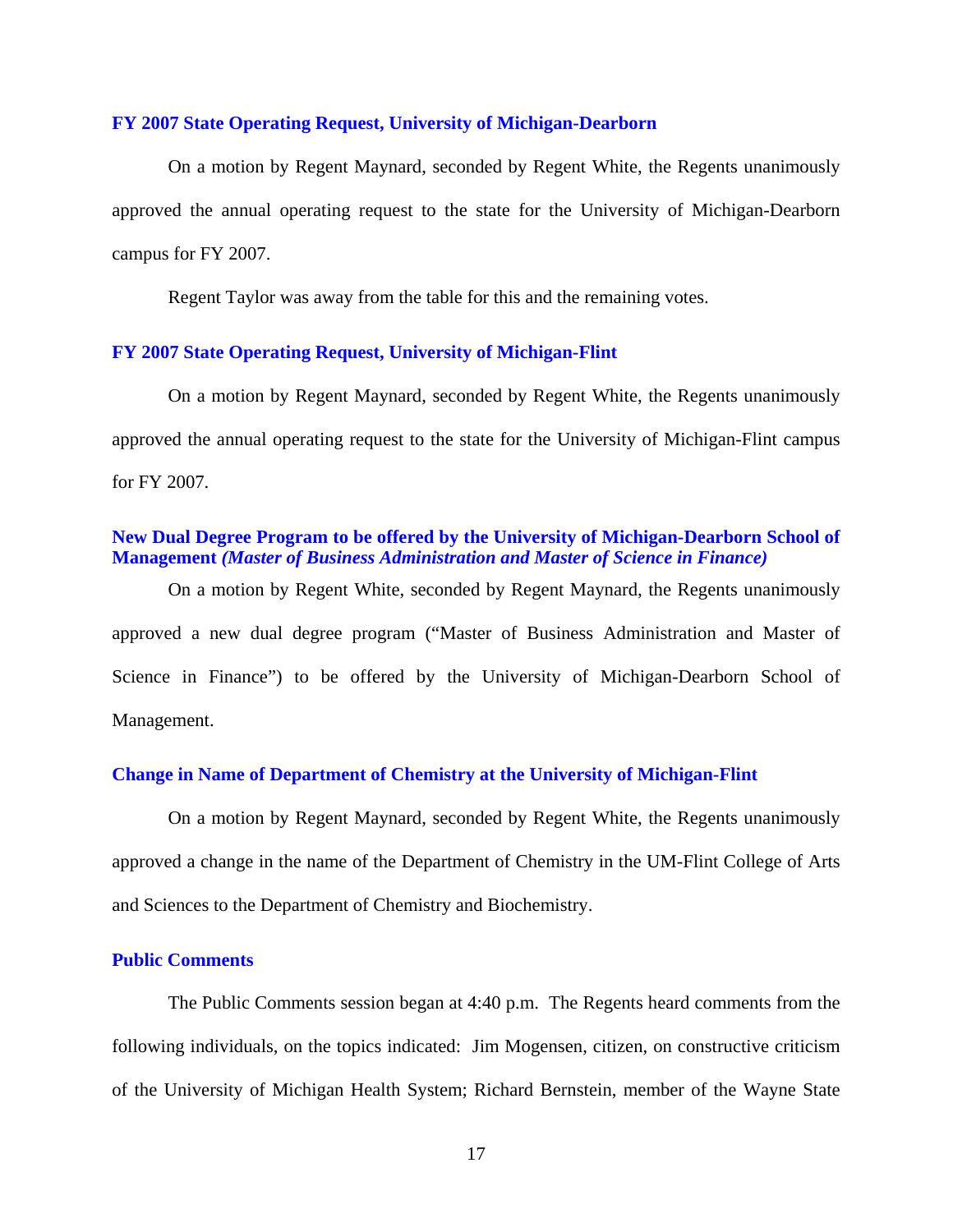### FY 2007 State Operating Request, University of Michigan-Dearborn

On a motion by Regent Maynard, seconded by Regent White, the Regents unanimously approved the annual operating request to the state for the University of Michigan-Dearborn campus for FY 2007.

Regent Taylor was away from the table for this and the remaining votes.

### FY 2007 State Operating Request, University of Michigan-Flint

On a motion by Regent Maynard, seconded by Regent White, the Regents unanimously approved the annual operating request to the state for the University of Michigan-Flint campus for FY 2007.

### New Dual Degree Program to be offered by the University of Michigan-Dearborn School of Management *(Master of Business Administration and Master of Science in Finance)*

On a motion by Regent White, seconded by Regent Maynard, the Regents unanimously approved a new dual degree program ("Master of Business Administration and Master of Science in Finance") to be offered by the University of Michigan-Dearborn School of Management.

### Change in Name of Department of Chemistry at the University of Michigan-Flint

On a motion by Regent Maynard, seconded by Regent White, the Regents unanimously approved a change in the name of the Department of Chemistry in the UM-Flint College of Arts and Sciences to the Department of Chemistry and Biochemistry.

### Public Comments

The Public Comments session began at 4:40 p.m. The Regents heard comments from the following individuals, on the topics indicated: Jim Mogensen, citizen, on constructive criticism of the University of Michigan Health System; Richard Bernstein, member of the Wayne State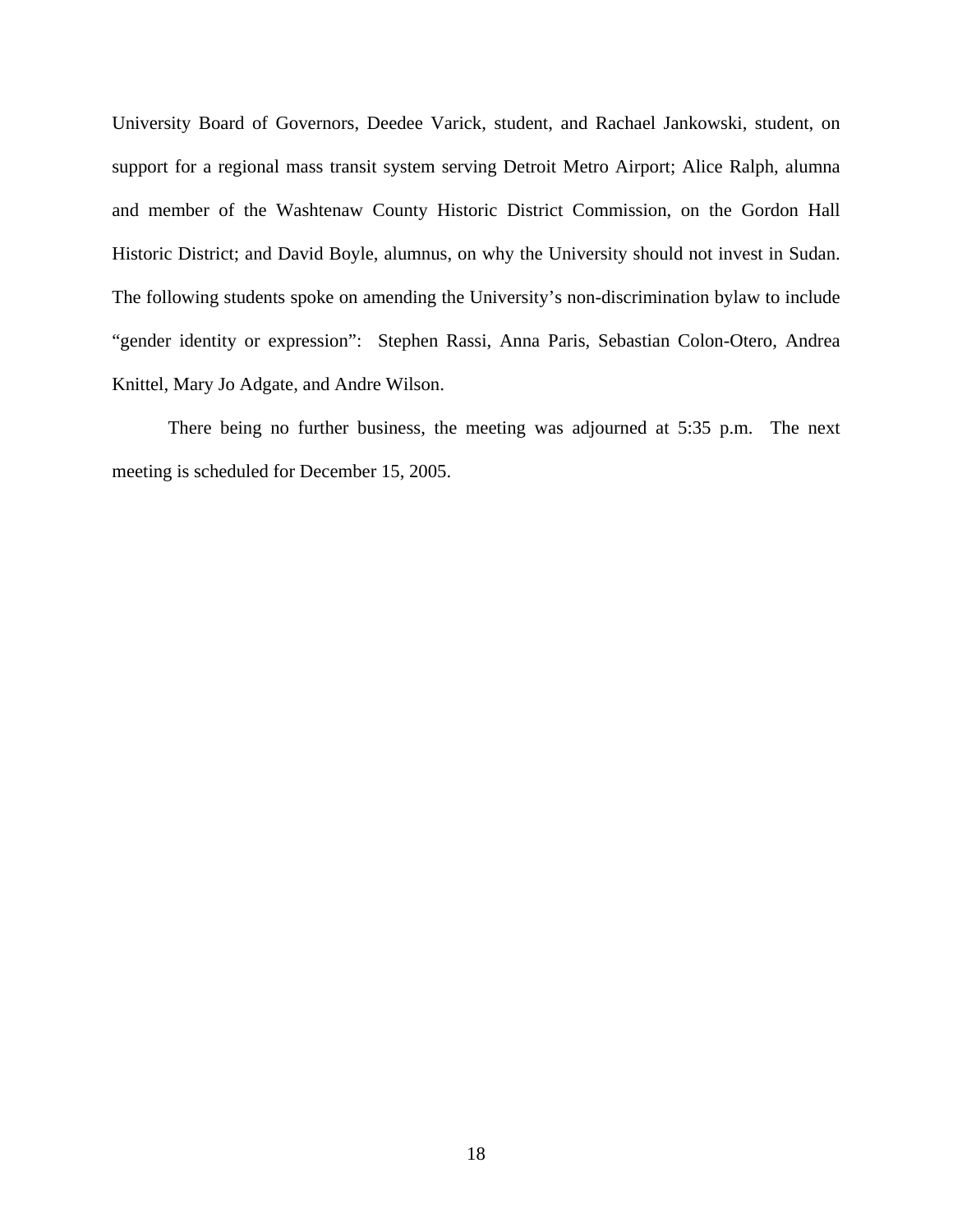University Board of Governors, Deedee Varick, student, and Rachael Jankowski, student, on support for a regional mass transit system serving Detroit Metro Airport; Alice Ralph, alumna and member of the Washtenaw County Historic District Commission, on the Gordon Hall Historic District; and David Boyle, alumnus, on why the University should not invest in Sudan. The following students spoke on amending the University's non-discrimination bylaw to include "gender identity or expression": Stephen Rassi, Anna Paris, Sebastian Colon-Otero, Andrea Knittel, Mary Jo Adgate, and Andre Wilson.

There being no further business, the meeting was adjourned at 5:35 p.m. The next meeting is scheduled for December 15, 2005.